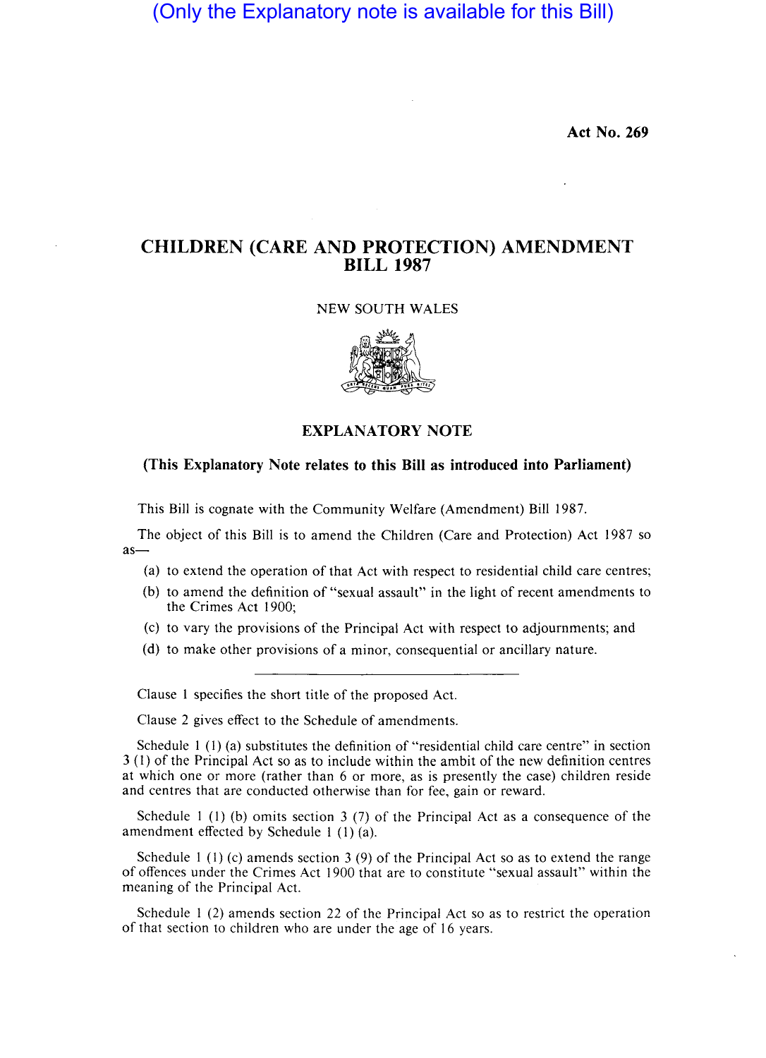(Only the Explanatory note is available for this Bill)

Act No. 269

# CHILDREN (CARE AND PROTECTION) AMENDMENT BILL 1987

NEW SOUTH WALES

## EXPLANATORY NOTE

**(This Explanatory Note relates to this Bill as introduced into Parliament)**

This Bill is cognate with the Community Welfare (Amendment) Bill 1987.

The object of this Bill is to amend the Children (Care and Protection) Act 1987 so as—

(a) to extend the operation of that Act with respect to residential child care centres;

(b) to amend the definition of "sexual assault" in the light of recent amendments to the Crimes Act 1900;

(c) to vary the provisions of the Principal Act with respect to adjournments; and

(d) to make other provisions of a minor, consequential or ancillary nature.

---

Clause 1 specifies the short title of the proposed Act.

Clause 2 gives effect to the Schedule of amendments.

Schedule 1 (1) (a) substitutes the definition of "residential child care centre" in section 3 (1) of the Principal Act so as to include within the ambit of the new definition centres at which one or more (rather than 6 or more, as is presently the case) children reside and centres that are conducted otherwise than for fee, gain or reward.

Schedule 1 (1) (b) omits section 3 (7) of the Principal Act as a consequence of the amendment effected by Schedule 1 (1) (a).

Schedule 1 (1) (c) amends section 3 (9) of the Principal Act so as to extend the range of offences under the Crimes Act 1900 that are to constitute "sexual assault" within the meaning of the Principal Act.

Schedule 1 (2) amends section 22 of the Principal Act so as to restrict the operation of that section to children who are under the age of 16 years.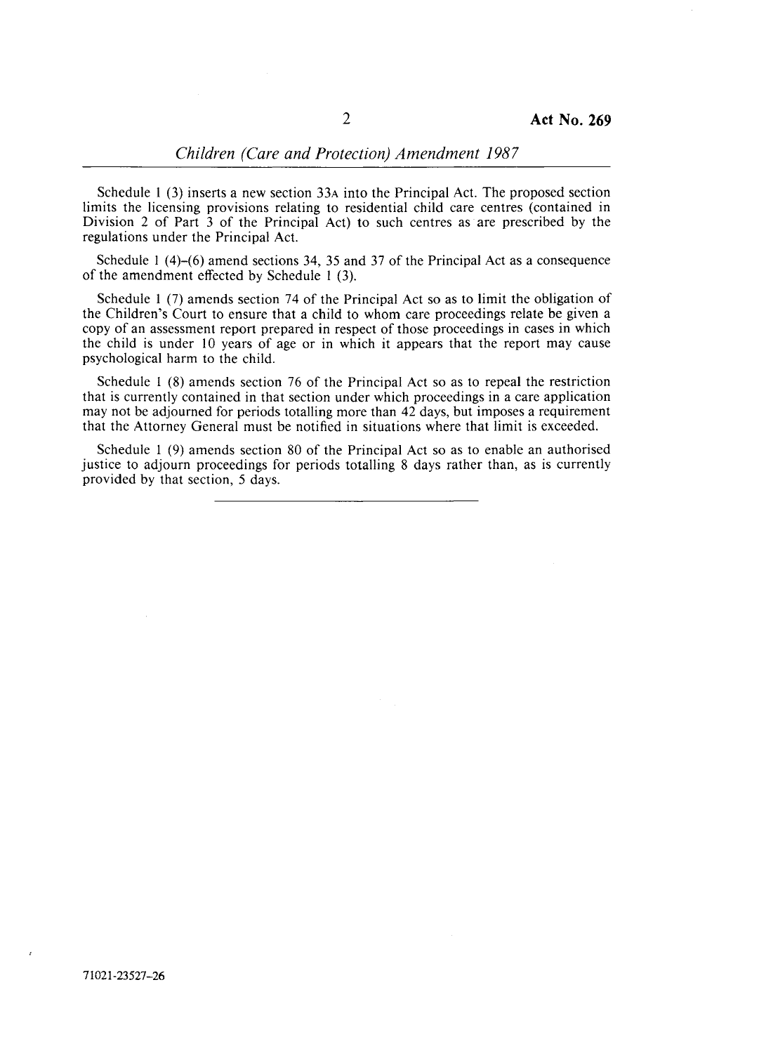Schedule 1 (3) inserts a new section 33A into the Principal Act. The proposed section limits the licensing provisions relating to residential child care centres (contained in Division 2 of Part 3 of the Principal Act) to such centres as are prescribed by the regulations under the Principal Act.

Schedule 1 (4)–(6) amend sections 34, 35 and 37 of the Principal Act as a consequence of the amendment effected by Schedule 1 (3).

Schedule 1 (7) amends section 74 of the Principal Act so as to limit the obligation of the Children's Court to ensure that a child to whom care proceedings relate be given a copy of an assessment report prepared in respect of those proceedings in cases in which the child is under 10 years of age or in which it appears that the report may cause psychological harm to the child.

Schedule 1 (8) amends section 76 of the Principal Act so as to repeal the restriction that is currently contained in that section under which proceedings in a care application may not be adjourned for periods totalling more than 42 days, but imposes a requirement that the Attorney General must be notified in situations where that limit is exceeded.

Schedule 1 (9) amends section 80 of the Principal Act so as to enable an authorised justice to adjourn proceedings for periods totalling 8 days rather than, as is currently provided by that section, 5 days.

71021-23527-26